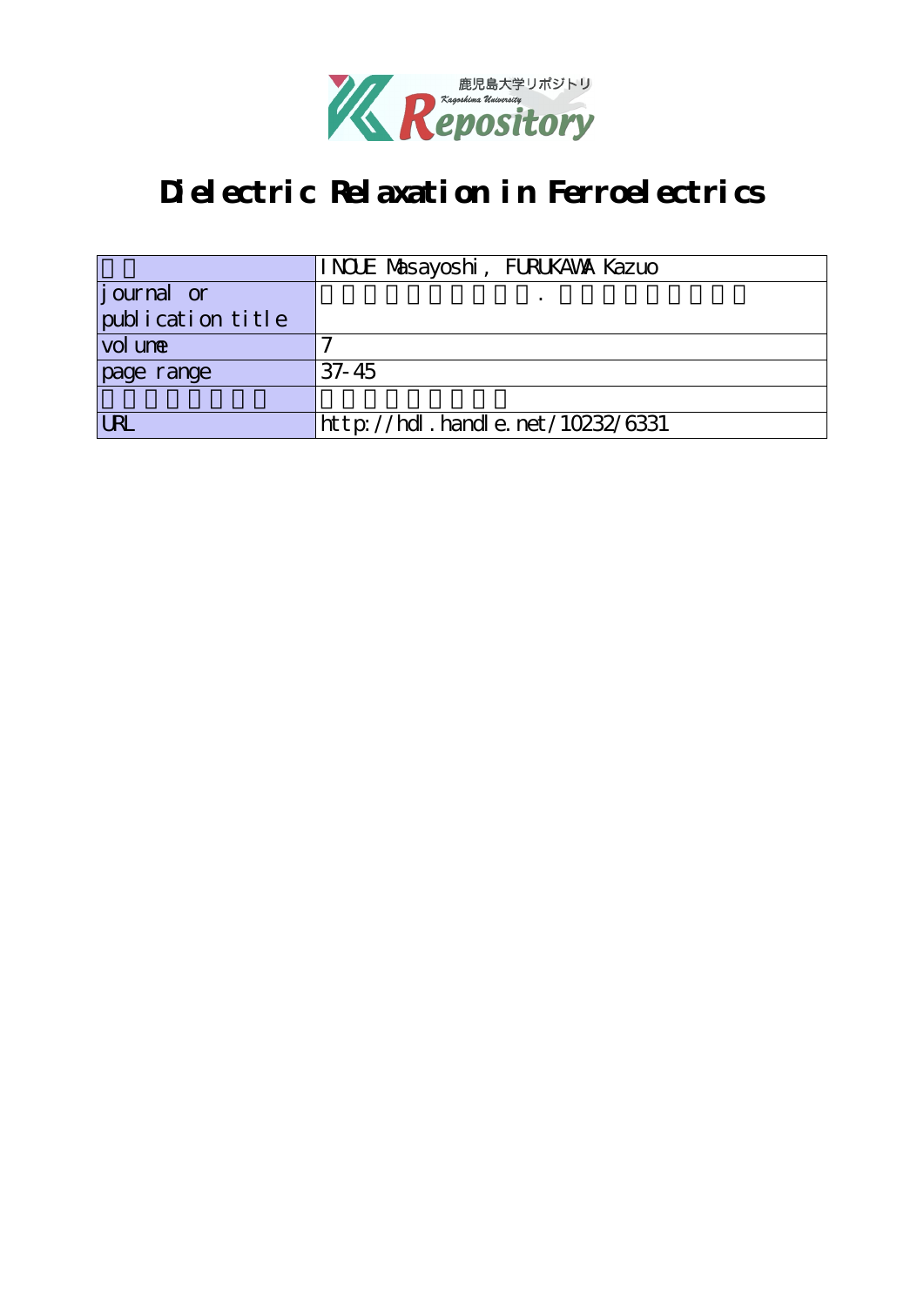# Dielectric Relaxation in Ferroelectrics

| | |
|---|---|
| | INOUE Masayoshi, FURUKAWA Kazuo |
| journal or publication title | . |
| volume | 7 |
| page range | 37-45 |
| | |
| URL | http://hdl.handle.net/10232/6331 |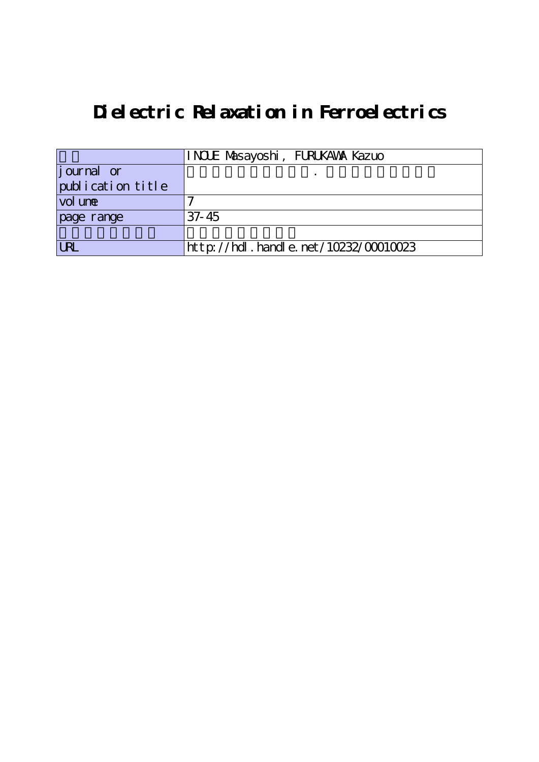# Dielectric Relaxation in Ferroelectrics

| | INOUE Masayoshi, FURUKAWA Kazuo |
|---|---|
| journal or publication title | |
| volume | 7 |
| page range | 37-45 |
| | |
| URL | http://hdl.handle.net/10232/00010023 |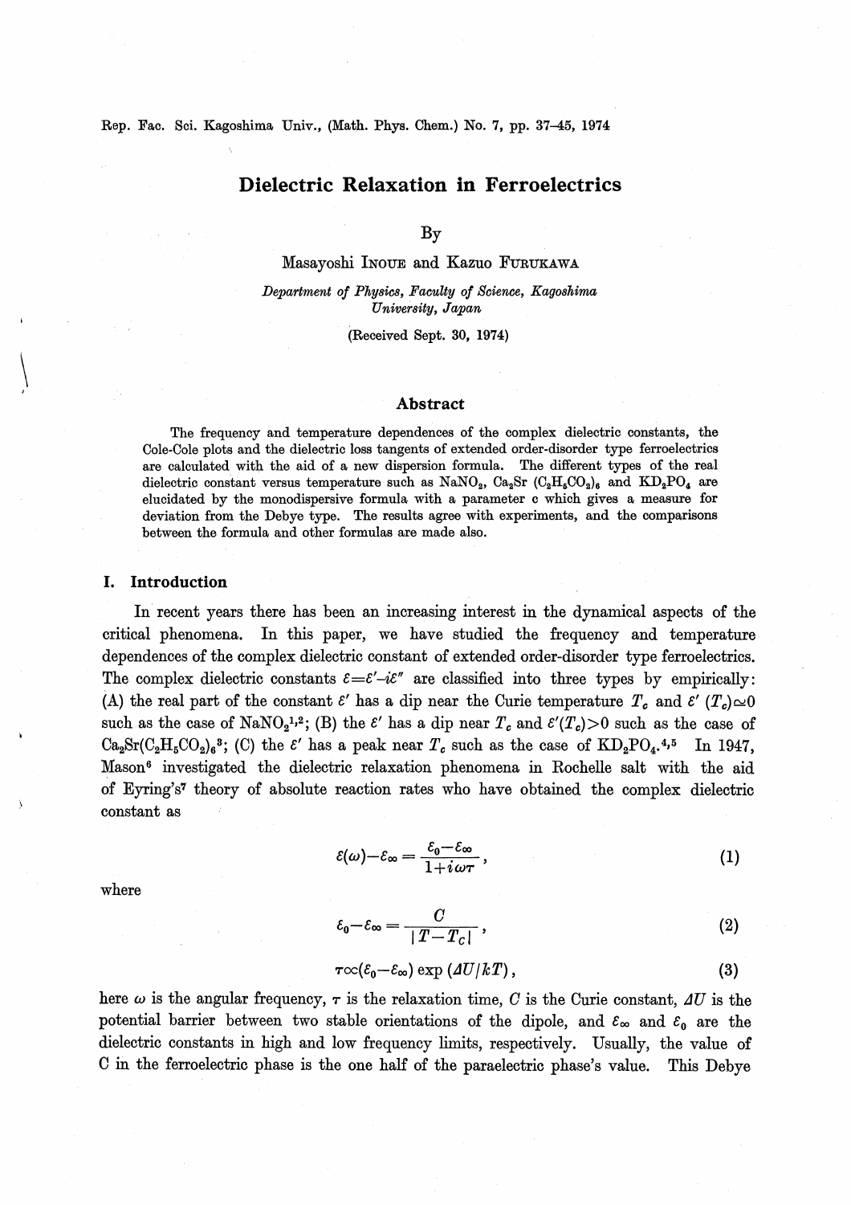Rep. Fac. Sci. Kagoshima Univ., (Math. Phys. Chem.) No. 7, pp. 37–45, 1974

# Dielectric Relaxation in Ferroelectrics

By

Masayoshi INOUE and Kazuo FURUKAWA

*Department of Physics, Faculty of Science, Kagoshima University, Japan*

(Received Sept. 30, 1974)

## Abstract

The frequency and temperature dependences of the complex dielectric constants, the Cole-Cole plots and the dielectric loss tangents of extended order-disorder type ferroelectrics are calculated with the aid of a new dispersion formula. The different types of the real dielectric constant versus temperature such as $NaNO_2$, $Ca_2Sr\ (C_2H_5CO_2)_6$ and $KD_2PO_4$ are elucidated by the monodispersive formula with a parameter c which gives a measure for deviation from the Debye type. The results agree with experiments, and the comparisons between the formula and other formulas are made also.

## I. Introduction

In recent years there has been an increasing interest in the dynamical aspects of the critical phenomena. In this paper, we have studied the frequency and temperature dependences of the complex dielectric constant of extended order-disorder type ferroelectrics. The complex dielectric constants $\varepsilon = \varepsilon' - i\varepsilon''$ are classified into three types by empirically: (A) the real part of the constant $\varepsilon'$ has a dip near the Curie temperature $T_c$ and $\varepsilon'(T_c) \simeq 0$ such as the case of $NaNO_2$[1,2]; (B) the $\varepsilon'$ has a dip near $T_c$ and $\varepsilon'(T_c) > 0$ such as the case of $Ca_2Sr(C_2H_5CO_2)_6$[3]; (C) the $\varepsilon'$ has a peak near $T_c$ such as the case of $KD_2PO_4$.[4,5] In 1947, Mason[6] investigated the dielectric relaxation phenomena in Rochelle salt with the aid of Eyring's[7] theory of absolute reaction rates who have obtained the complex dielectric constant as

$$\varepsilon(\omega) - \varepsilon_\infty = \frac{\varepsilon_0 - \varepsilon_\infty}{1 + i\omega\tau}, \tag{1}$$

where

$$\varepsilon_0 - \varepsilon_\infty = \frac{C}{|T - T_C|}, \tag{2}$$

$$\tau \propto (\varepsilon_0 - \varepsilon_\infty) \exp(\Delta U / kT), \tag{3}$$

here $\omega$ is the angular frequency, $\tau$ is the relaxation time, $C$ is the Curie constant, $\Delta U$ is the potential barrier between two stable orientations of the dipole, and $\varepsilon_\infty$ and $\varepsilon_0$ are the dielectric constants in high and low frequency limits, respectively. Usually, the value of C in the ferroelectric phase is the one half of the paraelectric phase's value. This Debye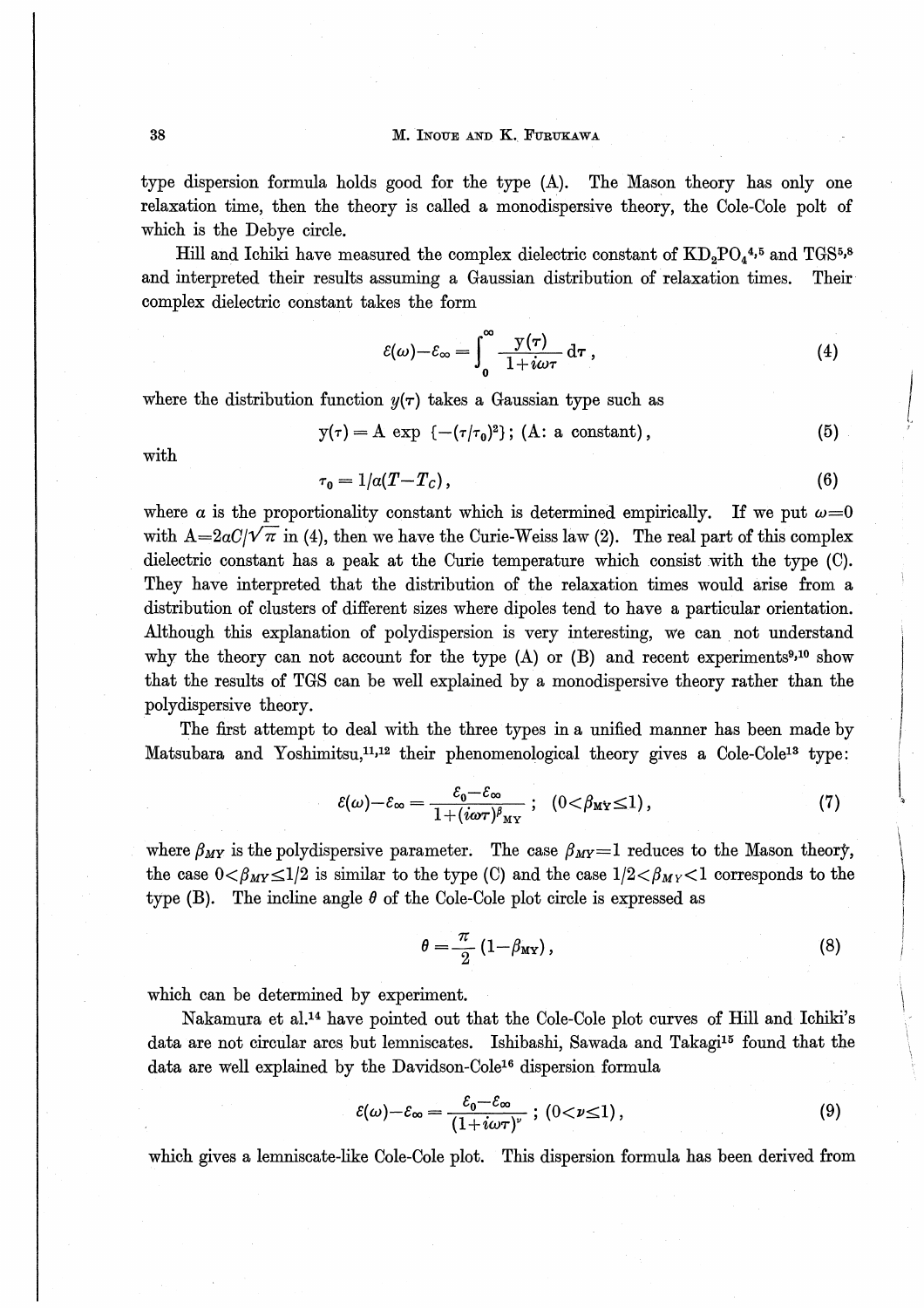type dispersion formula holds good for the type (A). The Mason theory has only one relaxation time, then the theory is called a monodispersive theory, the Cole-Cole polt of which is the Debye circle.

Hill and Ichiki have measured the complex dielectric constant of $KD_2PO_4$[4,5] and TGS[5,8] and interpreted their results assuming a Gaussian distribution of relaxation times. Their complex dielectric constant takes the form

$$\varepsilon(\omega)-\varepsilon_\infty=\int_0^\infty \frac{y(\tau)}{1+i\omega\tau}\,d\tau\,, \tag{4}$$

where the distribution function $y(\tau)$ takes a Gaussian type such as

$$y(\tau)=A\,\exp\,\{-(\tau/\tau_0)^2\}\,;\ (A\text{: a constant}), \tag{5}$$

with

$$\tau_0=1/\alpha(T-T_C), \tag{6}$$

where $\alpha$ is the proportionality constant which is determined empirically. If we put $\omega=0$ with $A=2\alpha C/\sqrt{\pi}$ in (4), then we have the Curie-Weiss law (2). The real part of this complex dielectric constant has a peak at the Curie temperature which consist with the type (C). They have interpreted that the distribution of the relaxation times would arise from a distribution of clusters of different sizes where dipoles tend to have a particular orientation. Although this explanation of polydispersion is very interesting, we can not understand why the theory can not account for the type (A) or (B) and recent experiments[9,10] show that the results of TGS can be well explained by a monodispersive theory rather than the polydispersive theory.

The first attempt to deal with the three types in a unified manner has been made by Matsubara and Yoshimitsu,[11,12] their phenomenological theory gives a Cole-Cole[13] type:

$$\varepsilon(\omega)-\varepsilon_\infty=\frac{\varepsilon_0-\varepsilon_\infty}{1+(i\omega\tau)^{\beta_{MY}}}\,;\quad (0<\beta_{MY}\leq 1), \tag{7}$$

where $\beta_{MY}$ is the polydispersive parameter. The case $\beta_{MY}=1$ reduces to the Mason theory, the case $0<\beta_{MY}\leq 1/2$ is similar to the type (C) and the case $1/2<\beta_{MY}<1$ corresponds to the type (B). The incline angle $\theta$ of the Cole-Cole plot circle is expressed as

$$\theta=\frac{\pi}{2}\,(1-\beta_{MY})\,, \tag{8}$$

which can be determined by experiment.

Nakamura et al.[14] have pointed out that the Cole-Cole plot curves of Hill and Ichiki's data are not circular arcs but lemniscates. Ishibashi, Sawada and Takagi[15] found that the data are well explained by the Davidson-Cole[16] dispersion formula

$$\varepsilon(\omega)-\varepsilon_\infty=\frac{\varepsilon_0-\varepsilon_\infty}{(1+i\omega\tau)^{\nu}}\,;\ (0<\nu\leq 1), \tag{9}$$

which gives a lemniscate-like Cole-Cole plot. This dispersion formula has been derived from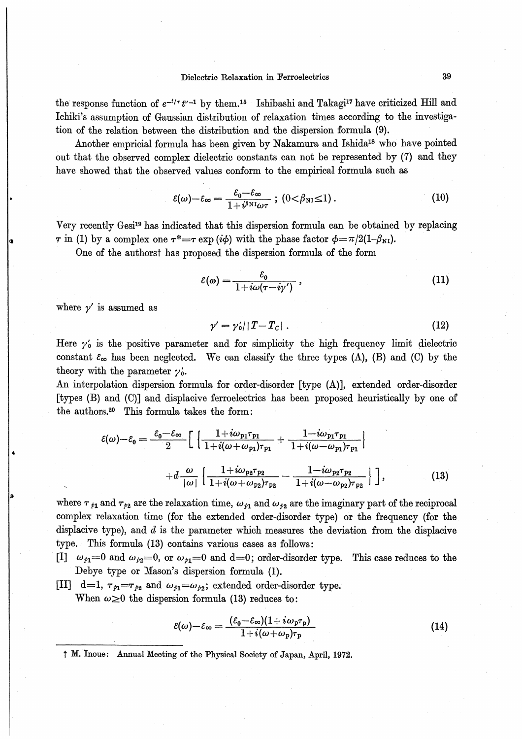the response function of $e^{-t/\tau} t^{\nu-1}$ by them.[15] Ishibashi and Takagi[17] have criticized Hill and Ichiki's assumption of Gaussian distribution of relaxation times according to the investigation of the relation between the distribution and the dispersion formula (9).

Another empricial formula has been given by Nakamura and Ishida[18] who have pointed out that the observed complex dielectric constants can not be represented by (7) and they have showed that the observed values conform to the empirical formula such as

$$\varepsilon(\omega)-\varepsilon_\infty = \frac{\varepsilon_0-\varepsilon_\infty}{1+i^{\beta_{\mathrm{NI}}}\omega\tau} \; ; \; (0<\beta_{\mathrm{NI}}\leq 1)\,. \tag{10}$$

Very recently Gesi[19] has indicated that this dispersion formula can be obtained by replacing $\tau$ in (1) by a complex one $\tau^*=\tau \exp(i\phi)$ with the phase factor $\phi=\pi/2(1-\beta_{\mathrm{NI}})$.

One of the authors† has proposed the dispersion formula of the form

$$\varepsilon(\omega) = \frac{\varepsilon_0}{1+i\omega(\tau-i\gamma')}\,, \tag{11}$$

where $\gamma'$ is assumed as

$$\gamma' = \gamma'_0/|T-T_C|\,. \tag{12}$$

Here $\gamma'_0$ is the positive parameter and for simplicity the high frequency limit dielectric constant $\varepsilon_\infty$ has been neglected. We can classify the three types (A), (B) and (C) by the theory with the parameter $\gamma'_0$.

An interpolation dispersion formula for order-disorder [type (A)], extended order-disorder [types (B) and (C)] and displacive ferroelectrics has been proposed heuristically by one of the authors.[20] This formula takes the form:

$$\varepsilon(\omega)-\varepsilon_0 = \frac{\varepsilon_0-\varepsilon_\infty}{2}\Bigg[\left\{\frac{1+i\omega_{\mathrm{p}1}\tau_{\mathrm{p}1}}{1+i(\omega+\omega_{\mathrm{p}1})\tau_{\mathrm{p}1}} + \frac{1-i\omega_{\mathrm{p}1}\tau_{\mathrm{p}1}}{1+i(\omega-\omega_{\mathrm{p}1})\tau_{\mathrm{p}1}}\right\}$$
$$+d\frac{\omega}{|\omega|}\left\{\frac{1+i\omega_{\mathrm{p}2}\tau_{\mathrm{p}2}}{1+i(\omega+\omega_{\mathrm{p}2})\tau_{\mathrm{p}2}} - \frac{1-i\omega_{\mathrm{p}2}\tau_{\mathrm{p}2}}{1+i(\omega-\omega_{\mathrm{p}2})\tau_{\mathrm{p}2}}\right\}\Bigg], \tag{13}$$

where $\tau_{p1}$ and $\tau_{p2}$ are the relaxation time, $\omega_{p1}$ and $\omega_{p2}$ are the imaginary part of the reciprocal complex relaxation time (for the extended order-disorder type) or the frequency (for the displacive type), and $d$ is the parameter which measures the deviation from the displacive type. This formula (13) contains various cases as follows:

[I] $\omega_{p1}=0$ and $\omega_{p2}=0$, or $\omega_{p1}=0$ and $d=0$; order-disorder type. This case reduces to the Debye type or Mason's dispersion formula (1).

[II] $d=1$, $\tau_{p1}=\tau_{p2}$ and $\omega_{p1}=\omega_{p2}$; extended order-disorder type.
When $\omega\geq 0$ the dispersion formula (13) reduces to:

$$\varepsilon(\omega)-\varepsilon_\infty = \frac{(\varepsilon_0-\varepsilon_\infty)(1+i\omega_{\mathrm{p}}\tau_{\mathrm{p}})}{1+i(\omega+\omega_{\mathrm{p}})\tau_{\mathrm{p}}} \tag{14}$$

† M. Inoue: Annual Meeting of the Physical Society of Japan, April, 1972.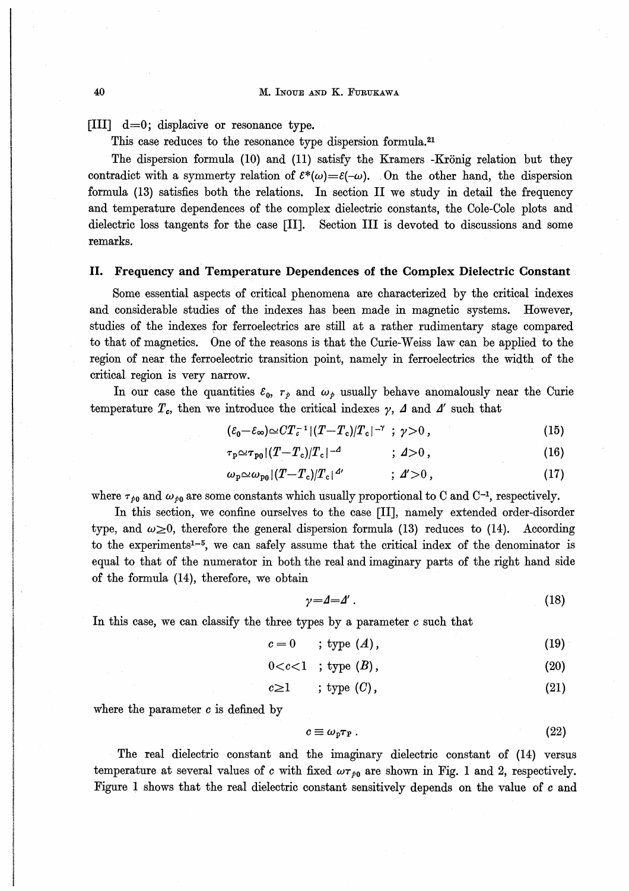[III] d=0; displacive or resonance type.

This case reduces to the resonance type dispersion formula.[21]

The dispersion formula (10) and (11) satisfy the Kramers -Krönig relation but they contradict with a symmerty relation of $\varepsilon^*(\omega)=\varepsilon(-\omega)$. On the other hand, the dispersion formula (13) satisfies both the relations. In section II we study in detail the frequency and temperature dependences of the complex dielectric constants, the Cole-Cole plots and dielectric loss tangents for the case [II]. Section III is devoted to discussions and some remarks.

## II. Frequency and Temperature Dependences of the Complex Dielectric Constant

Some essential aspects of critical phenomena are characterized by the critical indexes and considerable studies of the indexes has been made in magnetic systems. However, studies of the indexes for ferroelectrics are still at a rather rudimentary stage compared to that of magnetics. One of the reasons is that the Curie-Weiss law can be applied to the region of near the ferroelectric transition point, namely in ferroelectrics the width of the critical region is very narrow.

In our case the quantities $\varepsilon_0$, $\tau_p$ and $\omega_p$ usually behave anomalously near the Curie temperature $T_c$, then we introduce the critical indexes $\gamma$, $\Delta$ and $\Delta'$ such that

$$(\varepsilon_0-\varepsilon_\infty)\simeq CT_c^{-1}|(T-T_c)/T_c|^{-\gamma}\ ;\ \gamma>0\,, \tag{15}$$

$$\tau_p\simeq\tau_{p0}|(T-T_c)/T_c|^{-\Delta}\quad ;\ \Delta>0\,, \tag{16}$$

$$\omega_p\simeq\omega_{p0}|(T-T_c)/T_c|^{\Delta'}\quad ;\ \Delta'>0\,, \tag{17}$$

where $\tau_{p0}$ and $\omega_{p0}$ are some constants which usually proportional to C and $C^{-1}$, respectively.

In this section, we confine ourselves to the case [II], namely extended order-disorder type, and $\omega\geq 0$, therefore the general dispersion formula (13) reduces to (14). According to the experiments[1-5], we can safely assume that the critical index of the denominator is equal to that of the numerator in both the real and imaginary parts of the right hand side of the formula (14), therefore, we obtain

$$\gamma=\Delta=\Delta'\,. \tag{18}$$

In this case, we can classify the three types by a parameter $c$ such that

$$c=0\quad ;\ \text{type } (A)\,, \tag{19}$$

$$0<c<1\quad ;\ \text{type } (B)\,, \tag{20}$$

$$c\geq 1\quad ;\ \text{type } (C)\,, \tag{21}$$

where the parameter $c$ is defined by

$$c\equiv\omega_p\tau_p\,. \tag{22}$$

The real dielectric constant and the imaginary dielectric constant of (14) versus temperature at several values of $c$ with fixed $\omega\tau_{p0}$ are shown in Fig. 1 and 2, respectively. Figure 1 shows that the real dielectric constant sensitively depends on the value of $c$ and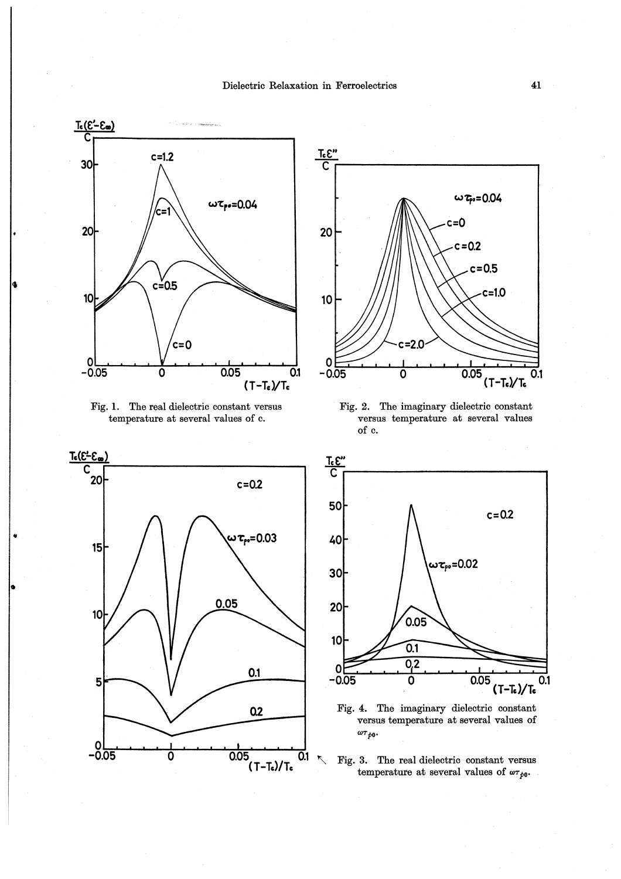Fig. 1. The real dielectric constant versus temperature at several values of c.

Fig. 2. The imaginary dielectric constant versus temperature at several values of c.

Fig. 4. The imaginary dielectric constant versus temperature at several values of $\omega\tau_{p0}$.

Fig. 3. The real dielectric constant versus temperature at several values of $\omega\tau_{p0}$.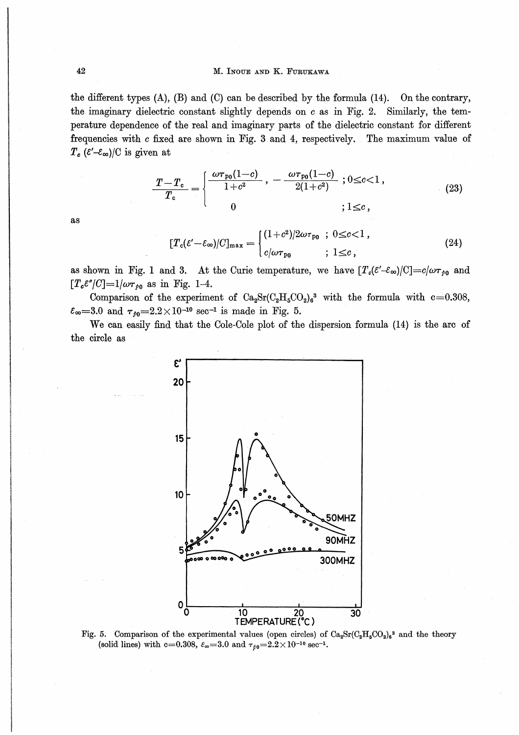the different types (A), (B) and (C) can be described by the formula (14). On the contrary, the imaginary dielectric constant slightly depends on $c$ as in Fig. 2. Similarly, the temperature dependence of the real and imaginary parts of the dielectric constant for different frequencies with $c$ fixed are shown in Fig. 3 and 4, respectively. The maximum value of $T_c\,(\varepsilon'-\varepsilon_\infty)/C$ is given at

$$
\frac{T-T_c}{T_c}=\begin{cases}\dfrac{\omega\tau_{p0}(1-c)}{1+c^2}\,,\ -\dfrac{\omega\tau_{p0}(1-c)}{2(1+c^2)} & ;\,0\leq c<1\,,\\[2ex] 0 & ;\,1\leq c\,,\end{cases} \tag{23}
$$

as

$$
[T_c(\varepsilon'-\varepsilon_\infty)/C]_{\max}=\begin{cases}(1+c^2)/2\omega\tau_{p0} & ;\ 0\leq c<1\,,\\ c/\omega\tau_{p0} & ;\ 1\leq c\,,\end{cases} \tag{24}
$$

as shown in Fig. 1 and 3. At the Curie temperature, we have $[T_c(\varepsilon'-\varepsilon_\infty)/C]=c/\omega\tau_{p0}$ and $[T_c\varepsilon''/C]=1/\omega\tau_{p0}$ as in Fig. 1–4.

Comparison of the experiment of $Ca_2Sr(C_2H_5CO_2)_6$[3] with the formula with $c=0.308$, $\varepsilon_\infty=3.0$ and $\tau_{p0}=2.2\times10^{-10}$ sec$^{-1}$ is made in Fig. 5.

We can easily find that the Cole-Cole plot of the dispersion formula (14) is the arc of the circle as

Fig. 5. Comparison of the experimental values (open circles) of $Ca_2Sr(C_2H_5CO_2)_6$[3] and the theory (solid lines) with $c=0.308$, $\varepsilon_\infty=3.0$ and $\tau_{p0}=2.2\times10^{-10}$ sec$^{-1}$.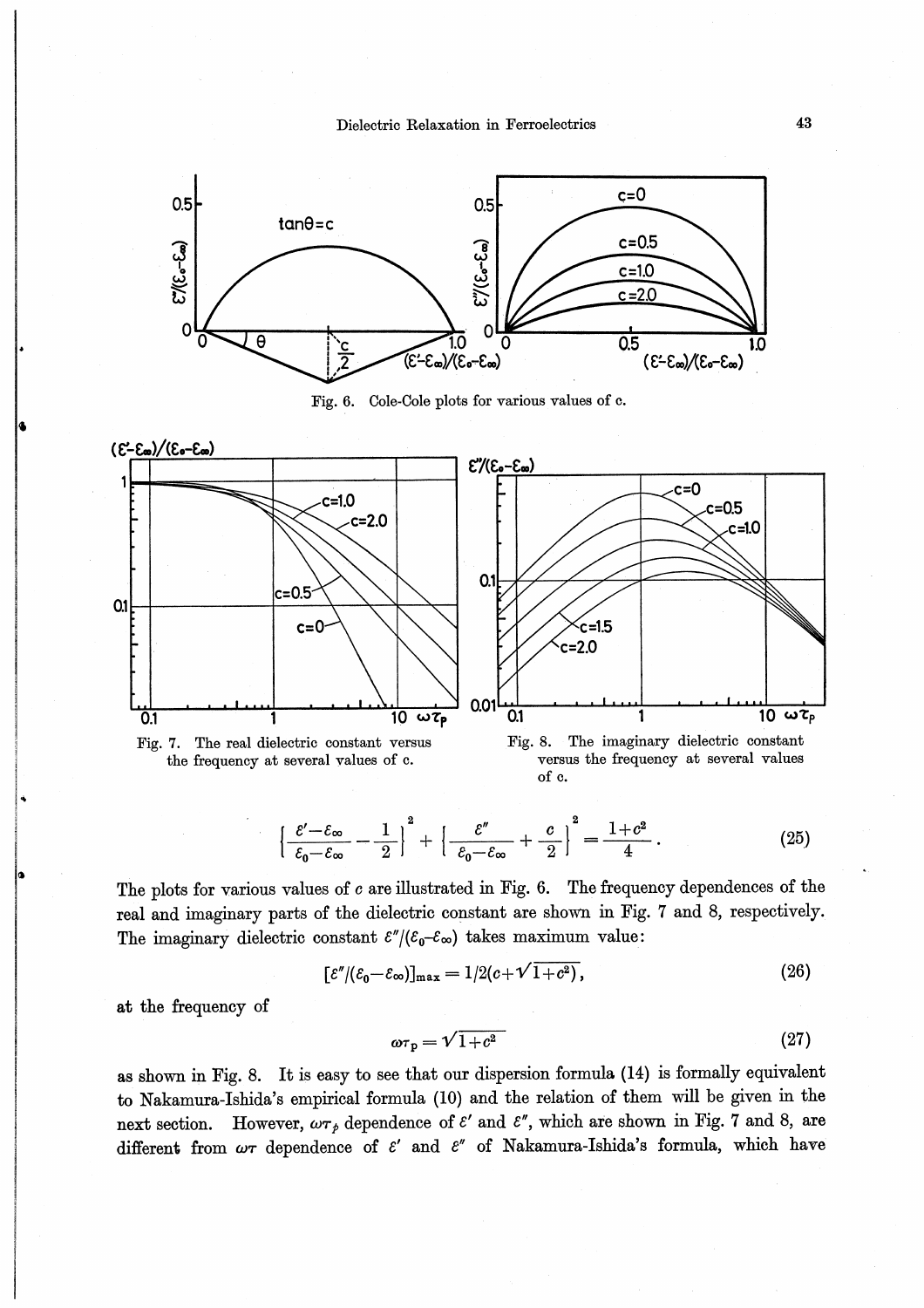Fig. 6. Cole-Cole plots for various values of c.

Fig. 7. The real dielectric constant versus the frequency at several values of c.

Fig. 8. The imaginary dielectric constant versus the frequency at several values of c.

$$\left\{\frac{\varepsilon'-\varepsilon_\infty}{\varepsilon_0-\varepsilon_\infty}-\frac{1}{2}\right\}^2+\left\{\frac{\varepsilon''}{\varepsilon_0-\varepsilon_\infty}+\frac{c}{2}\right\}^2=\frac{1+c^2}{4}. \tag{25}$$

The plots for various values of $c$ are illustrated in Fig. 6. The frequency dependences of the real and imaginary parts of the dielectric constant are shown in Fig. 7 and 8, respectively. The imaginary dielectric constant $\varepsilon''/(\varepsilon_0-\varepsilon_\infty)$ takes maximum value:

$$[\varepsilon''/(\varepsilon_0-\varepsilon_\infty)]_{\max}=1/2(c+\sqrt{1+c^2}), \tag{26}$$

at the frequency of

$$\omega\tau_p=\sqrt{1+c^2} \tag{27}$$

as shown in Fig. 8. It is easy to see that our dispersion formula (14) is formally equivalent to Nakamura-Ishida's empirical formula (10) and the relation of them will be given in the next section. However, $\omega\tau_p$ dependence of $\varepsilon'$ and $\varepsilon''$, which are shown in Fig. 7 and 8, are different from $\omega\tau$ dependence of $\varepsilon'$ and $\varepsilon''$ of Nakamura-Ishida's formula, which have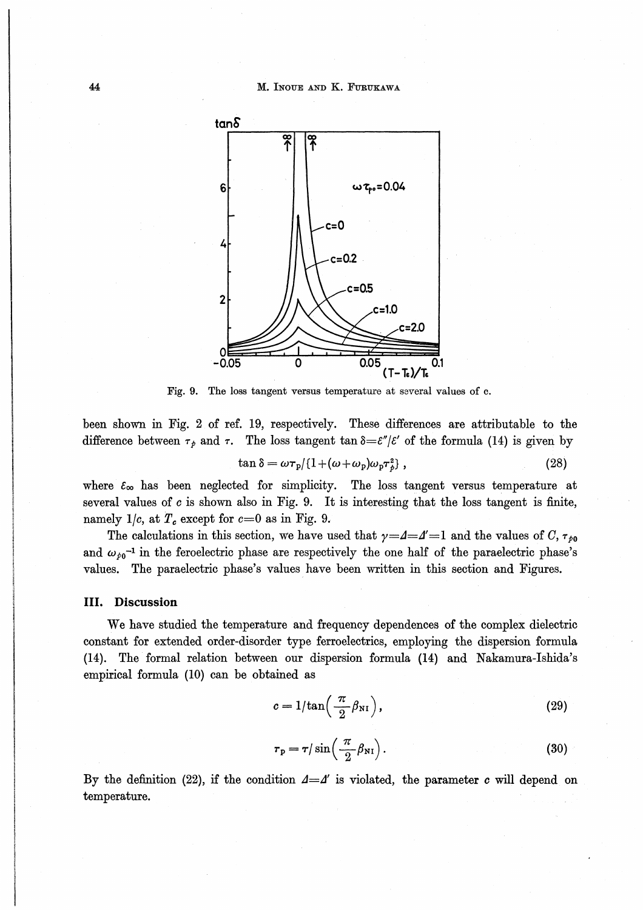Fig. 9. The loss tangent versus temperature at several values of c.

been shown in Fig. 2 of ref. 19, respectively. These differences are attributable to the difference between $\tau_p$ and $\tau$. The loss tangent $\tan\delta=\varepsilon''/\varepsilon'$ of the formula (14) is given by

$$\tan\delta = \omega\tau_p/\{1+(\omega+\omega_p)\omega_p\tau_p^2\}\,, \tag{28}$$

where $\varepsilon_\infty$ has been neglected for simplicity. The loss tangent versus temperature at several values of $c$ is shown also in Fig. 9. It is interesting that the loss tangent is finite, namely $1/c$, at $T_c$ except for $c=0$ as in Fig. 9.

The calculations in this section, we have used that $\gamma=\Delta=\Delta'=1$ and the values of $C$, $\tau_{p0}$ and $\omega_{p0}{}^{-1}$ in the feroelectric phase are respectively the one half of the paraelectric phase's values. The paraelectric phase's values have been written in this section and Figures.

## III. Discussion

We have studied the temperature and frequency dependences of the complex dielectric constant for extended order-disorder type ferroelectrics, employing the dispersion formula (14). The formal relation between our dispersion formula (14) and Nakamura-Ishida's empirical formula (10) can be obtained as

$$c = 1/\tan\left(\frac{\pi}{2}\beta_{\mathrm{NI}}\right), \tag{29}$$

$$\tau_p = \tau/\sin\left(\frac{\pi}{2}\beta_{\mathrm{NI}}\right). \tag{30}$$

By the definition (22), if the condition $\Delta=\Delta'$ is violated, the parameter $c$ will depend on temperature.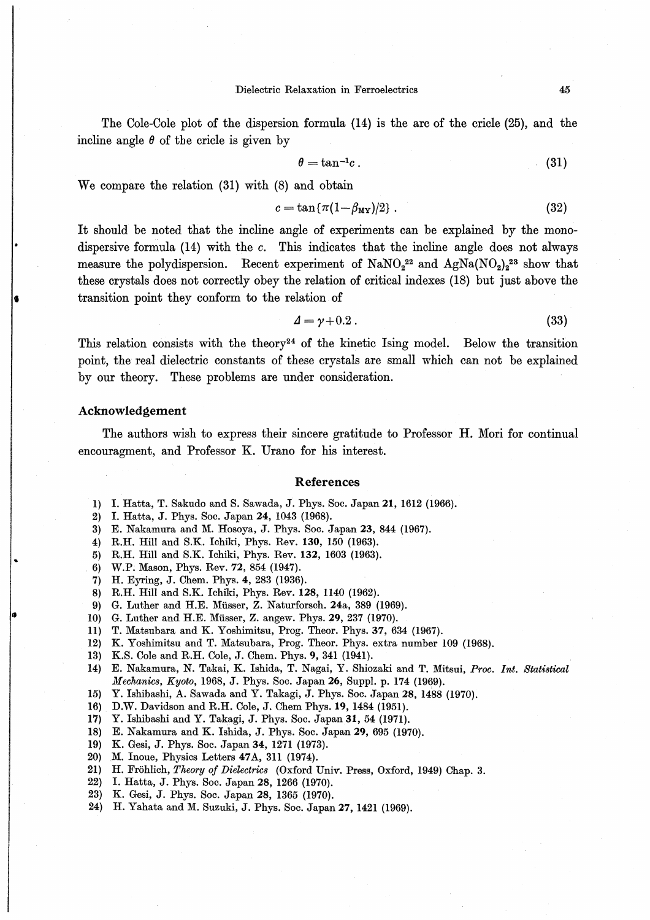The Cole-Cole plot of the dispersion formula (14) is the arc of the cricle (25), and the incline angle $\theta$ of the cricle is given by

$$\theta = \tan^{-1} c . \tag{31}$$

We compare the relation (31) with (8) and obtain

$$c = \tan\{\pi(1-\beta_{MY})/2\} . \tag{32}$$

It should be noted that the incline angle of experiments can be explained by the monodispersive formula (14) with the $c$. This indicates that the incline angle does not always measure the polydispersion. Recent experiment of $NaNO_2$[22] and $AgNa(NO_2)_2$[23] show that these crystals does not correctly obey the relation of critical indexes (18) but just above the transition point they conform to the relation of

$$\Delta = \gamma + 0.2 . \tag{33}$$

This relation consists with the theory[24] of the kinetic Ising model. Below the transition point, the real dielectric constants of these crystals are small which can not be explained by our theory. These problems are under consideration.

## Acknowledgement

The authors wish to express their sincere gratitude to Professor H. Mori for continual encouragment, and Professor K. Urano for his interest.

## References

1) I. Hatta, T. Sakudo and S. Sawada, J. Phys. Soc. Japan **21**, 1612 (1966).
2) I. Hatta, J. Phys. Soc. Japan **24**, 1043 (1968).
3) E. Nakamura and M. Hosoya, J. Phys. Soc. Japan **23**, 844 (1967).
4) R.H. Hill and S.K. Ichiki, Phys. Rev. **130**, 150 (1963).
5) R.H. Hill and S.K. Ichiki, Phys. Rev. **132**, 1603 (1963).
6) W.P. Mason, Phys. Rev. **72**, 854 (1947).
7) H. Eyring, J. Chem. Phys. **4**, 283 (1936).
8) R.H. Hill and S.K. Ichiki, Phys. Rev. **128**, 1140 (1962).
9) G. Luther and H.E. Müsser, Z. Naturforsch. **24a**, 389 (1969).
10) G. Luther and H.E. Müsser, Z. angew. Phys. **29**, 237 (1970).
11) T. Matsubara and K. Yoshimitsu, Prog. Theor. Phys. **37**, 634 (1967).
12) K. Yoshimitsu and T. Matsubara, Prog. Theor. Phys. extra number 109 (1968).
13) K.S. Cole and R.H. Cole, J. Chem. Phys. **9**, 341 (1941).
14) E. Nakamura, N. Takai, K. Ishida, T. Nagai, Y. Shiozaki and T. Mitsui, *Proc. Int. Statistical Mechanics, Kyoto*, 1968, J. Phys. Soc. Japan **26**, Suppl. p. 174 (1969).
15) Y. Ishibashi, A. Sawada and Y. Takagi, J. Phys. Soc. Japan **28**, 1488 (1970).
16) D.W. Davidson and R.H. Cole, J. Chem Phys. **19**, 1484 (1951).
17) Y. Ishibashi and Y. Takagi, J. Phys. Soc. Japan **31**, 54 (1971).
18) E. Nakamura and K. Ishida, J. Phys. Soc. Japan **29**, 695 (1970).
19) K. Gesi, J. Phys. Soc. Japan **34**, 1271 (1973).
20) M. Inoue, Physics Letters **47A**, 311 (1974).
21) H. Fröhlich, *Theory of Dielectrics* (Oxford Univ. Press, Oxford, 1949) Chap. 3.
22) I. Hatta, J. Phys. Soc. Japan **28**, 1266 (1970).
23) K. Gesi, J. Phys. Soc. Japan **28**, 1365 (1970).
24) H. Yahata and M. Suzuki, J. Phys. Soc. Japan **27**, 1421 (1969).